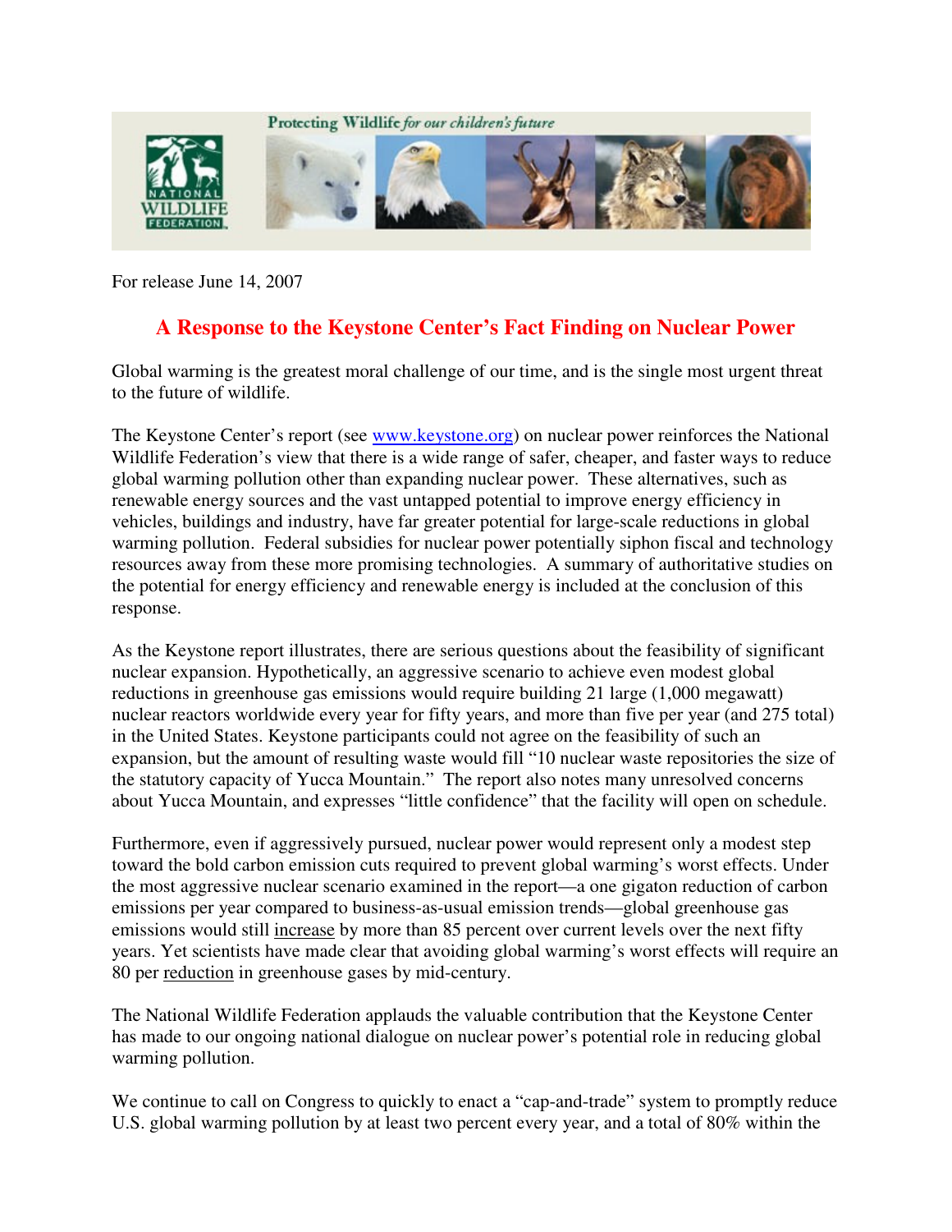Protecting Wildlife *for our children's future*

NATIONAL WILDLIFE FEDERATION

For release June 14, 2007

# A Response to the Keystone Center's Fact Finding on Nuclear Power

Global warming is the greatest moral challenge of our time, and is the single most urgent threat to the future of wildlife.

The Keystone Center's report (see [www.keystone.org](http://www.keystone.org)) on nuclear power reinforces the National Wildlife Federation's view that there is a wide range of safer, cheaper, and faster ways to reduce global warming pollution other than expanding nuclear power. These alternatives, such as renewable energy sources and the vast untapped potential to improve energy efficiency in vehicles, buildings and industry, have far greater potential for large-scale reductions in global warming pollution. Federal subsidies for nuclear power potentially siphon fiscal and technology resources away from these more promising technologies. A summary of authoritative studies on the potential for energy efficiency and renewable energy is included at the conclusion of this response.

As the Keystone report illustrates, there are serious questions about the feasibility of significant nuclear expansion. Hypothetically, an aggressive scenario to achieve even modest global reductions in greenhouse gas emissions would require building 21 large (1,000 megawatt) nuclear reactors worldwide every year for fifty years, and more than five per year (and 275 total) in the United States. Keystone participants could not agree on the feasibility of such an expansion, but the amount of resulting waste would fill "10 nuclear waste repositories the size of the statutory capacity of Yucca Mountain." The report also notes many unresolved concerns about Yucca Mountain, and expresses "little confidence" that the facility will open on schedule.

Furthermore, even if aggressively pursued, nuclear power would represent only a modest step toward the bold carbon emission cuts required to prevent global warming's worst effects. Under the most aggressive nuclear scenario examined in the report—a one gigaton reduction of carbon emissions per year compared to business-as-usual emission trends—global greenhouse gas emissions would still <u>increase</u> by more than 85 percent over current levels over the next fifty years. Yet scientists have made clear that avoiding global warming's worst effects will require an 80 per <u>reduction</u> in greenhouse gases by mid-century.

The National Wildlife Federation applauds the valuable contribution that the Keystone Center has made to our ongoing national dialogue on nuclear power's potential role in reducing global warming pollution.

We continue to call on Congress to quickly to enact a "cap-and-trade" system to promptly reduce U.S. global warming pollution by at least two percent every year, and a total of 80% within the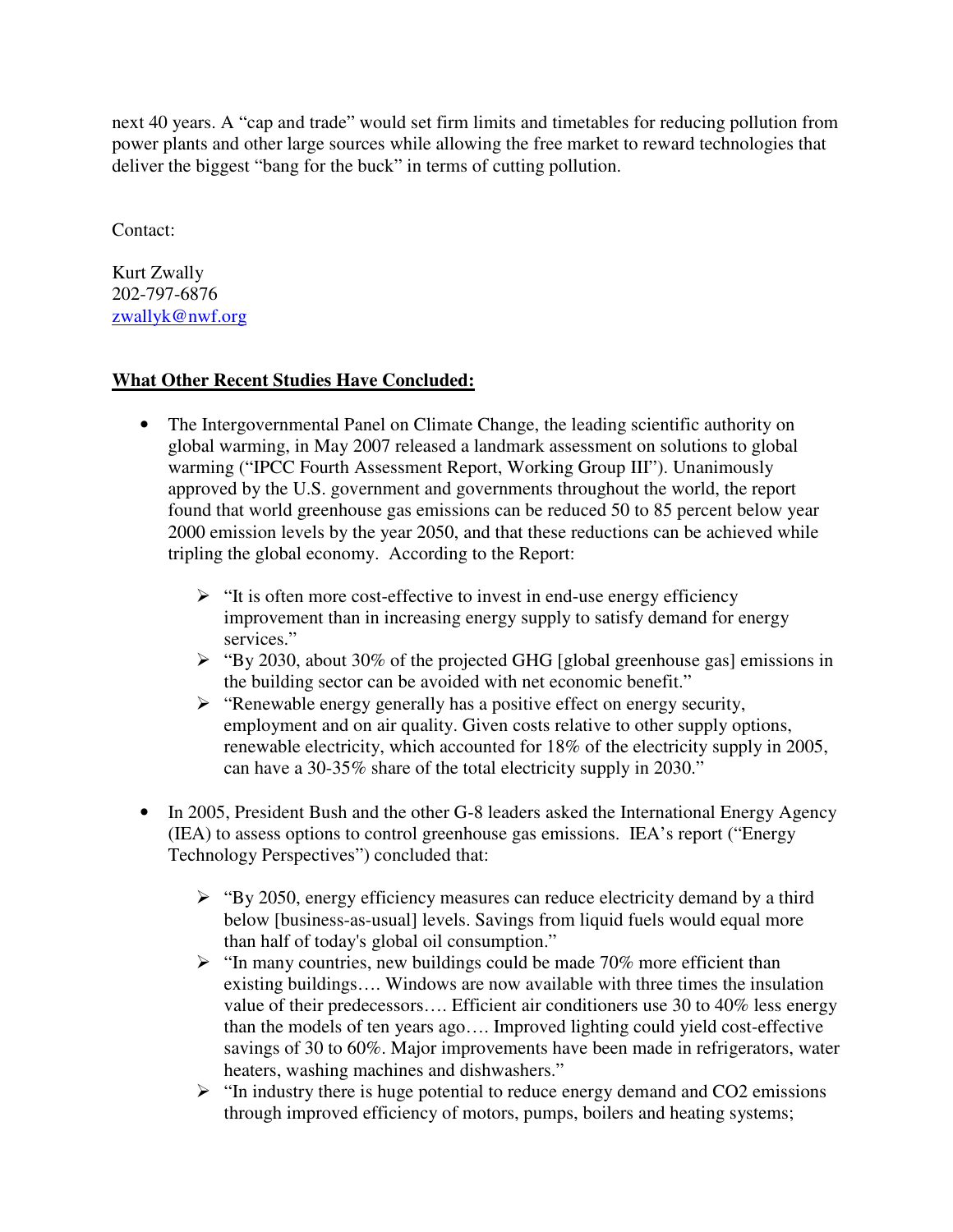next 40 years. A "cap and trade" would set firm limits and timetables for reducing pollution from power plants and other large sources while allowing the free market to reward technologies that deliver the biggest "bang for the buck" in terms of cutting pollution.

Contact:

Kurt Zwally
202-797-6876
zwallyk@nwf.org

**<u>What Other Recent Studies Have Concluded:</u>**

- The Intergovernmental Panel on Climate Change, the leading scientific authority on global warming, in May 2007 released a landmark assessment on solutions to global warming ("IPCC Fourth Assessment Report, Working Group III"). Unanimously approved by the U.S. government and governments throughout the world, the report found that world greenhouse gas emissions can be reduced 50 to 85 percent below year 2000 emission levels by the year 2050, and that these reductions can be achieved while tripling the global economy. According to the Report:

  - "It is often more cost-effective to invest in end-use energy efficiency improvement than in increasing energy supply to satisfy demand for energy services."
  - "By 2030, about 30% of the projected GHG [global greenhouse gas] emissions in the building sector can be avoided with net economic benefit."
  - "Renewable energy generally has a positive effect on energy security, employment and on air quality. Given costs relative to other supply options, renewable electricity, which accounted for 18% of the electricity supply in 2005, can have a 30-35% share of the total electricity supply in 2030."

- In 2005, President Bush and the other G-8 leaders asked the International Energy Agency (IEA) to assess options to control greenhouse gas emissions. IEA's report ("Energy Technology Perspectives") concluded that:

  - "By 2050, energy efficiency measures can reduce electricity demand by a third below [business-as-usual] levels. Savings from liquid fuels would equal more than half of today's global oil consumption."
  - "In many countries, new buildings could be made 70% more efficient than existing buildings…. Windows are now available with three times the insulation value of their predecessors…. Efficient air conditioners use 30 to 40% less energy than the models of ten years ago…. Improved lighting could yield cost-effective savings of 30 to 60%. Major improvements have been made in refrigerators, water heaters, washing machines and dishwashers."
  - "In industry there is huge potential to reduce energy demand and $CO_2$ emissions through improved efficiency of motors, pumps, boilers and heating systems;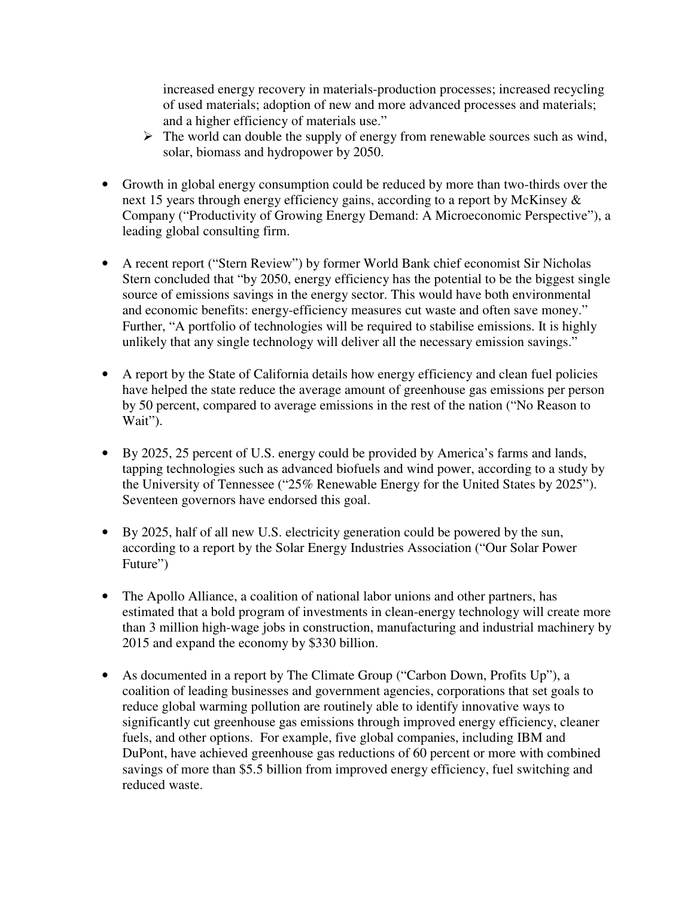increased energy recovery in materials-production processes; increased recycling of used materials; adoption of new and more advanced processes and materials; and a higher efficiency of materials use."

- The world can double the supply of energy from renewable sources such as wind, solar, biomass and hydropower by 2050.

- Growth in global energy consumption could be reduced by more than two-thirds over the next 15 years through energy efficiency gains, according to a report by McKinsey & Company ("Productivity of Growing Energy Demand: A Microeconomic Perspective"), a leading global consulting firm.

- A recent report ("Stern Review") by former World Bank chief economist Sir Nicholas Stern concluded that "by 2050, energy efficiency has the potential to be the biggest single source of emissions savings in the energy sector. This would have both environmental and economic benefits: energy-efficiency measures cut waste and often save money." Further, "A portfolio of technologies will be required to stabilise emissions. It is highly unlikely that any single technology will deliver all the necessary emission savings."

- A report by the State of California details how energy efficiency and clean fuel policies have helped the state reduce the average amount of greenhouse gas emissions per person by 50 percent, compared to average emissions in the rest of the nation ("No Reason to Wait").

- By 2025, 25 percent of U.S. energy could be provided by America's farms and lands, tapping technologies such as advanced biofuels and wind power, according to a study by the University of Tennessee ("25% Renewable Energy for the United States by 2025"). Seventeen governors have endorsed this goal.

- By 2025, half of all new U.S. electricity generation could be powered by the sun, according to a report by the Solar Energy Industries Association ("Our Solar Power Future")

- The Apollo Alliance, a coalition of national labor unions and other partners, has estimated that a bold program of investments in clean-energy technology will create more than 3 million high-wage jobs in construction, manufacturing and industrial machinery by 2015 and expand the economy by $330 billion.

- As documented in a report by The Climate Group ("Carbon Down, Profits Up"), a coalition of leading businesses and government agencies, corporations that set goals to reduce global warming pollution are routinely able to identify innovative ways to significantly cut greenhouse gas emissions through improved energy efficiency, cleaner fuels, and other options. For example, five global companies, including IBM and DuPont, have achieved greenhouse gas reductions of 60 percent or more with combined savings of more than $5.5 billion from improved energy efficiency, fuel switching and reduced waste.